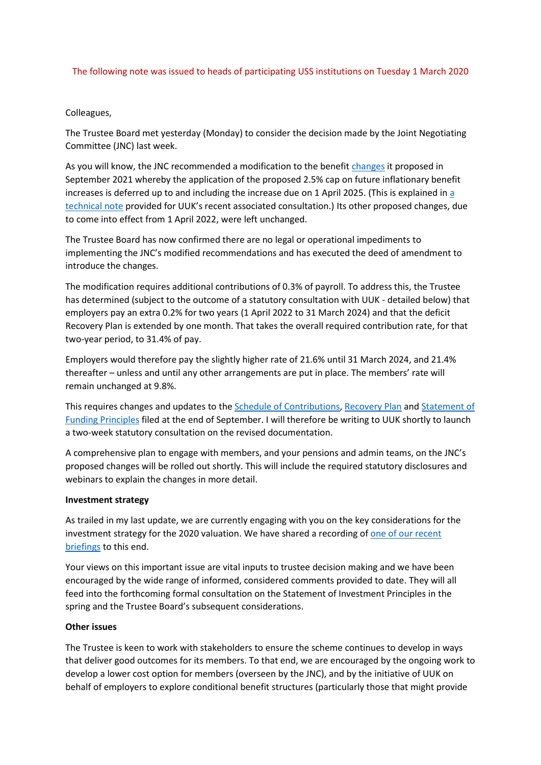The following note was issued to heads of participating USS institutions on Tuesday 1 March 2020

Colleagues,

The Trustee Board met yesterday (Monday) to consider the decision made by the Joint Negotiating Committee (JNC) last week.

As you will know, the JNC recommended a modification to the benefit changes it proposed in September 2021 whereby the application of the proposed 2.5% cap on future inflationary benefit increases is deferred up to and including the increase due on 1 April 2025. (This is explained in a technical note provided for UUK's recent associated consultation.) Its other proposed changes, due to come into effect from 1 April 2022, were left unchanged.

The Trustee Board has now confirmed there are no legal or operational impediments to implementing the JNC's modified recommendations and has executed the deed of amendment to introduce the changes.

The modification requires additional contributions of 0.3% of payroll. To address this, the Trustee has determined (subject to the outcome of a statutory consultation with UUK - detailed below) that employers pay an extra 0.2% for two years (1 April 2022 to 31 March 2024) and that the deficit Recovery Plan is extended by one month. That takes the overall required contribution rate, for that two-year period, to 31.4% of pay.

Employers would therefore pay the slightly higher rate of 21.6% until 31 March 2024, and 21.4% thereafter – unless and until any other arrangements are put in place. The members' rate will remain unchanged at 9.8%.

This requires changes and updates to the Schedule of Contributions, Recovery Plan and Statement of Funding Principles filed at the end of September. I will therefore be writing to UUK shortly to launch a two-week statutory consultation on the revised documentation.

A comprehensive plan to engage with members, and your pensions and admin teams, on the JNC's proposed changes will be rolled out shortly. This will include the required statutory disclosures and webinars to explain the changes in more detail.

**Investment strategy**

As trailed in my last update, we are currently engaging with you on the key considerations for the investment strategy for the 2020 valuation. We have shared a recording of one of our recent briefings to this end.

Your views on this important issue are vital inputs to trustee decision making and we have been encouraged by the wide range of informed, considered comments provided to date. They will all feed into the forthcoming formal consultation on the Statement of Investment Principles in the spring and the Trustee Board's subsequent considerations.

**Other issues**

The Trustee is keen to work with stakeholders to ensure the scheme continues to develop in ways that deliver good outcomes for its members. To that end, we are encouraged by the ongoing work to develop a lower cost option for members (overseen by the JNC), and by the initiative of UUK on behalf of employers to explore conditional benefit structures (particularly those that might provide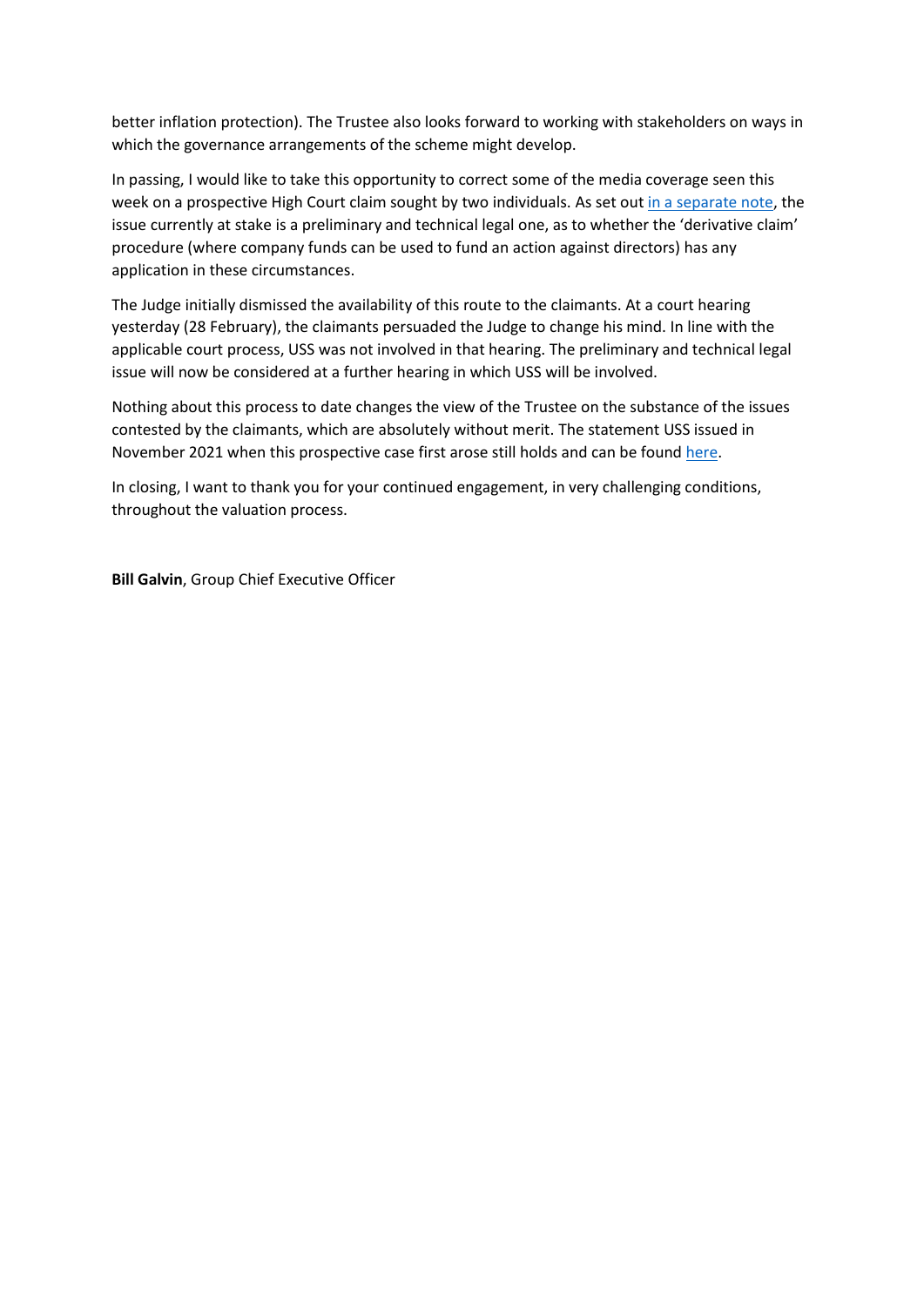better inflation protection). The Trustee also looks forward to working with stakeholders on ways in which the governance arrangements of the scheme might develop.

In passing, I would like to take this opportunity to correct some of the media coverage seen this week on a prospective High Court claim sought by two individuals. As set out in a separate note, the issue currently at stake is a preliminary and technical legal one, as to whether the 'derivative claim' procedure (where company funds can be used to fund an action against directors) has any application in these circumstances.

The Judge initially dismissed the availability of this route to the claimants. At a court hearing yesterday (28 February), the claimants persuaded the Judge to change his mind. In line with the applicable court process, USS was not involved in that hearing. The preliminary and technical legal issue will now be considered at a further hearing in which USS will be involved.

Nothing about this process to date changes the view of the Trustee on the substance of the issues contested by the claimants, which are absolutely without merit. The statement USS issued in November 2021 when this prospective case first arose still holds and can be found here.

In closing, I want to thank you for your continued engagement, in very challenging conditions, throughout the valuation process.

**Bill Galvin**, Group Chief Executive Officer